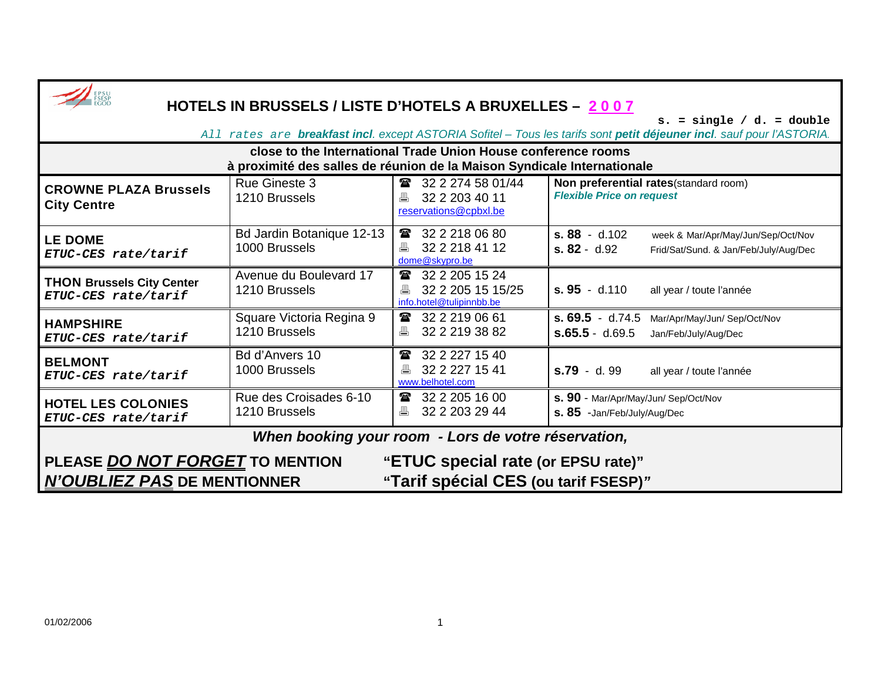# HOTELS IN BRUSSELS / LISTE D'HOTELS A BRUXELLES – 2 0 0 7

s. = single / d. = double

*All rates are **breakfast incl**. except ASTORIA Sofitel – Tous les tarifs sont **petit déjeuner incl**. sauf pour l'ASTORIA.*

| close to the International Trade Union House conference rooms<br>à proximité des salles de réunion de la Maison Syndicale Internationale | | | |
|---|---|---|---|
| **CROWNE PLAZA Brussels City Centre** | Rue Gineste 3<br>1210 Brussels | ☎ 32 2 274 58 01/44<br>🖷 32 2 203 40 11<br>reservations@cpbxl.be | **Non preferential rates**(standard room)<br>***Flexible Price on request*** |
| **LE DOME**<br>***ETUC-CES rate/tarif*** | Bd Jardin Botanique 12-13<br>1000 Brussels | ☎ 32 2 218 06 80<br>🖷 32 2 218 41 12<br>dome@skypro.be | **s. 88** - d.102 week & Mar/Apr/May/Jun/Sep/Oct/Nov<br>**s. 82** - d.92 Frid/Sat/Sund. & Jan/Feb/July/Aug/Dec |
| **THON Brussels City Center**<br>***ETUC-CES rate/tarif*** | Avenue du Boulevard 17<br>1210 Brussels | ☎ 32 2 205 15 24<br>🖷 32 2 205 15 15/25<br>info.hotel@tulipinnbb.be | **s. 95** - d.110 all year / toute l'année |
| **HAMPSHIRE**<br>***ETUC-CES rate/tarif*** | Square Victoria Regina 9<br>1210 Brussels | ☎ 32 2 219 06 61<br>🖷 32 2 219 38 82 | **s. 69.5** - d.74.5 Mar/Apr/May/Jun/ Sep/Oct/Nov<br>**s.65.5** - d.69.5 Jan/Feb/July/Aug/Dec |
| **BELMONT**<br>***ETUC-CES rate/tarif*** | Bd d'Anvers 10<br>1000 Brussels | ☎ 32 2 227 15 40<br>🖷 32 2 227 15 41<br>www.belhotel.com | **s.79** - d. 99 all year / toute l'année |
| **HOTEL LES COLONIES**<br>***ETUC-CES rate/tarif*** | Rue des Croisades 6-10<br>1210 Brussels | ☎ 32 2 205 16 00<br>🖷 32 2 203 29 44 | **s. 90** - Mar/Apr/May/Jun/ Sep/Oct/Nov<br>**s. 85** -Jan/Feb/July/Aug/Dec |

***When booking your room - Lors de votre réservation,***

**PLEASE *DO NOT FORGET* TO MENTION** **"ETUC special rate (or EPSU rate)"**

***N'OUBLIEZ PAS* DE MENTIONNER** **"Tarif spécial CES (ou tarif FSESP)"**

01/02/2006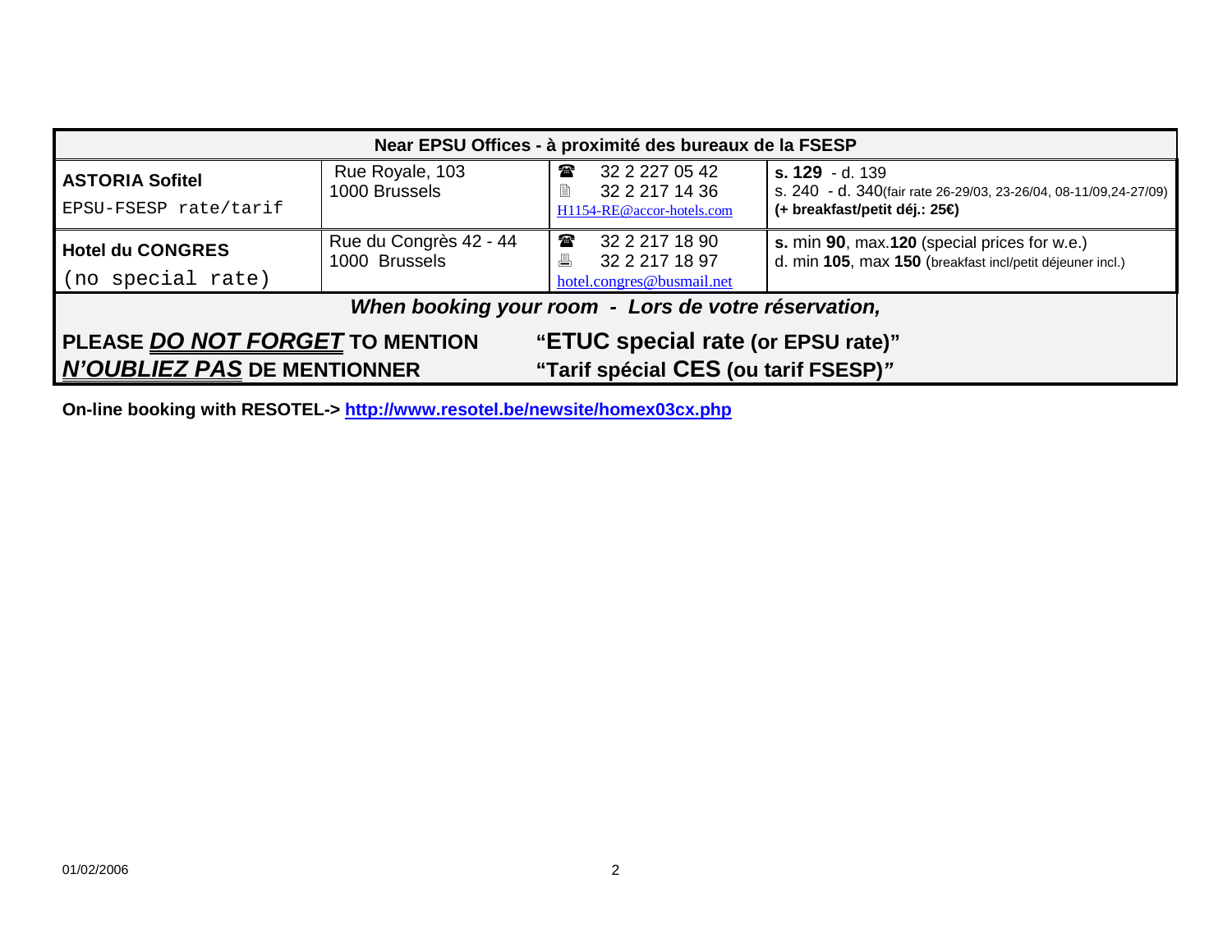| Near EPSU Offices - à proximité des bureaux de la FSESP | | | |
|---|---|---|---|
| **ASTORIA Sofitel**<br>EPSU-FSESP rate/tarif | Rue Royale, 103<br>1000 Brussels | ☎ 32 2 227 05 42<br>🖷 32 2 217 14 36<br>H1154-RE@accor-hotels.com | **s. 129** - d. 139<br>s. 240 - d. 340(fair rate 26-29/03, 23-26/04, 08-11/09,24-27/09)<br>**(+ breakfast/petit déj.: 25€)** |
| **Hotel du CONGRES**<br>(no special rate) | Rue du Congrès 42 - 44<br>1000 Brussels | ☎ 32 2 217 18 90<br>🖷 32 2 217 18 97<br>hotel.congres@busmail.net | **s.** min **90**, max.**120** (special prices for w.e.)<br>d. min **105**, max **150** (breakfast incl/petit déjeuner incl.) |

***When booking your room - Lors de votre réservation,***

**PLEASE *DO NOT FORGET* TO MENTION** **"ETUC special rate (or EPSU rate)"**
***N'OUBLIEZ PAS* DE MENTIONNER** **"Tarif spécial CES (ou tarif FSESP)"**

**On-line booking with RESOTEL-> http://www.resotel.be/newsite/homex03cx.php**

01/02/2006